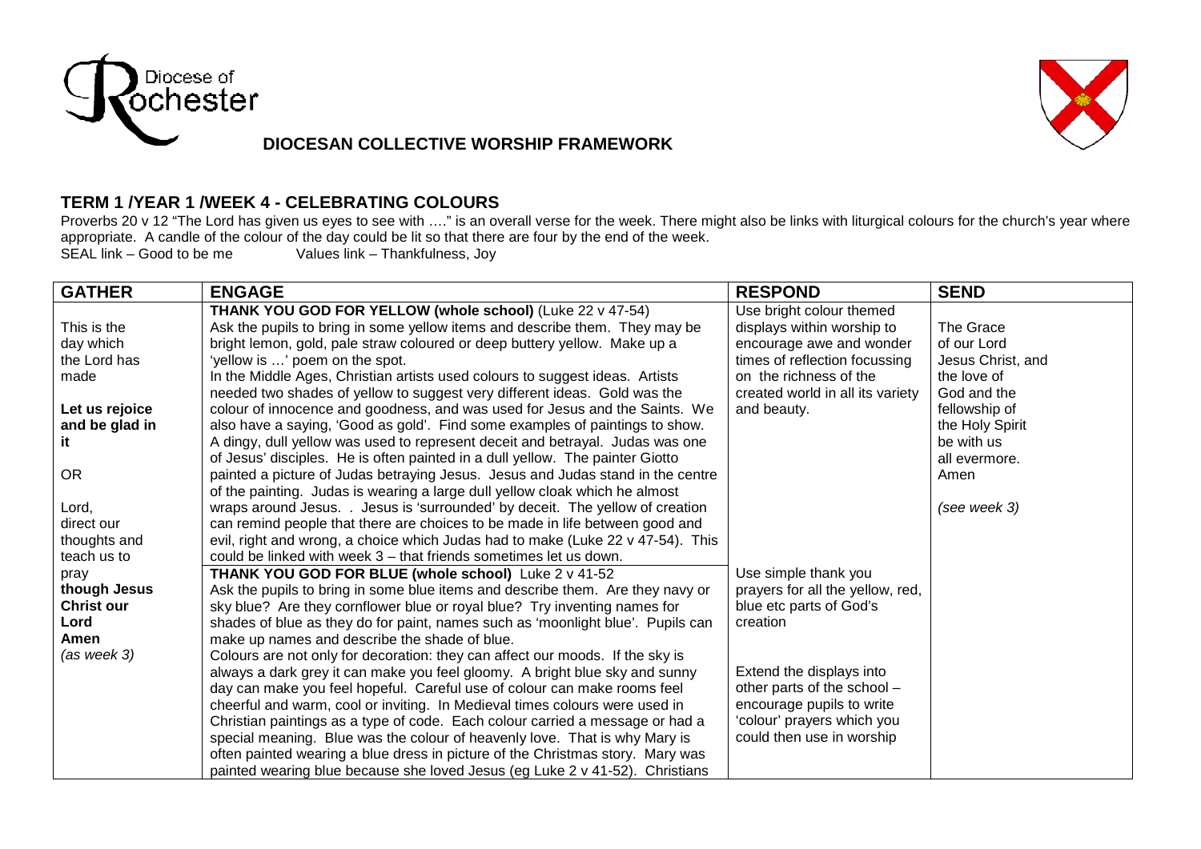Diocese of Rochester

## DIOCESAN COLLECTIVE WORSHIP FRAMEWORK

### TERM 1 /YEAR 1 /WEEK 4 - CELEBRATING COLOURS

Proverbs 20 v 12 "The Lord has given us eyes to see with …." is an overall verse for the week. There might also be links with liturgical colours for the church's year where appropriate. A candle of the colour of the day could be lit so that there are four by the end of the week.
SEAL link – Good to be me Values link – Thankfulness, Joy

| GATHER | ENGAGE | RESPOND | SEND |
|---|---|---|---|
| This is the day which the Lord has made<br><br>**Let us rejoice and be glad in it**<br><br>OR<br><br>Lord, direct our thoughts and teach us to pray though Jesus **Christ our Lord Amen**<br>*(as week 3)* | **THANK YOU GOD FOR YELLOW (whole school)** (Luke 22 v 47-54)<br>Ask the pupils to bring in some yellow items and describe them. They may be bright lemon, gold, pale straw coloured or deep buttery yellow. Make up a 'yellow is …' poem on the spot.<br>In the Middle Ages, Christian artists used colours to suggest ideas. Artists needed two shades of yellow to suggest very different ideas. Gold was the colour of innocence and goodness, and was used for Jesus and the Saints. We also have a saying, 'Good as gold'. Find some examples of paintings to show. A dingy, dull yellow was used to represent deceit and betrayal. Judas was one of Jesus' disciples. He is often painted in a dull yellow. The painter Giotto painted a picture of Judas betraying Jesus. Jesus and Judas stand in the centre of the painting. Judas is wearing a large dull yellow cloak which he almost wraps around Jesus. . Jesus is 'surrounded' by deceit. The yellow of creation can remind people that there are choices to be made in life between good and evil, right and wrong, a choice which Judas had to make (Luke 22 v 47-54). This could be linked with week 3 – that friends sometimes let us down. | Use bright colour themed displays within worship to encourage awe and wonder times of reflection focussing on the richness of the created world in all its variety and beauty. | The Grace of our Lord Jesus Christ, and the love of God and the fellowship of the Holy Spirit be with us all evermore. Amen<br><br>*(see week 3)* |
| | **THANK YOU GOD FOR BLUE (whole school)** Luke 2 v 41-52<br>Ask the pupils to bring in some blue items and describe them. Are they navy or sky blue? Are they cornflower blue or royal blue? Try inventing names for shades of blue as they do for paint, names such as 'moonlight blue'. Pupils can make up names and describe the shade of blue.<br>Colours are not only for decoration: they can affect our moods. If the sky is always a dark grey it can make you feel gloomy. A bright blue sky and sunny day can make you feel hopeful. Careful use of colour can make rooms feel cheerful and warm, cool or inviting. In Medieval times colours were used in Christian paintings as a type of code. Each colour carried a message or had a special meaning. Blue was the colour of heavenly love. That is why Mary is often painted wearing a blue dress in picture of the Christmas story. Mary was painted wearing blue because she loved Jesus (eg Luke 2 v 41-52). Christians | Use simple thank you prayers for all the yellow, red, blue etc parts of God's creation<br><br>Extend the displays into other parts of the school – encourage pupils to write 'colour' prayers which you could then use in worship | |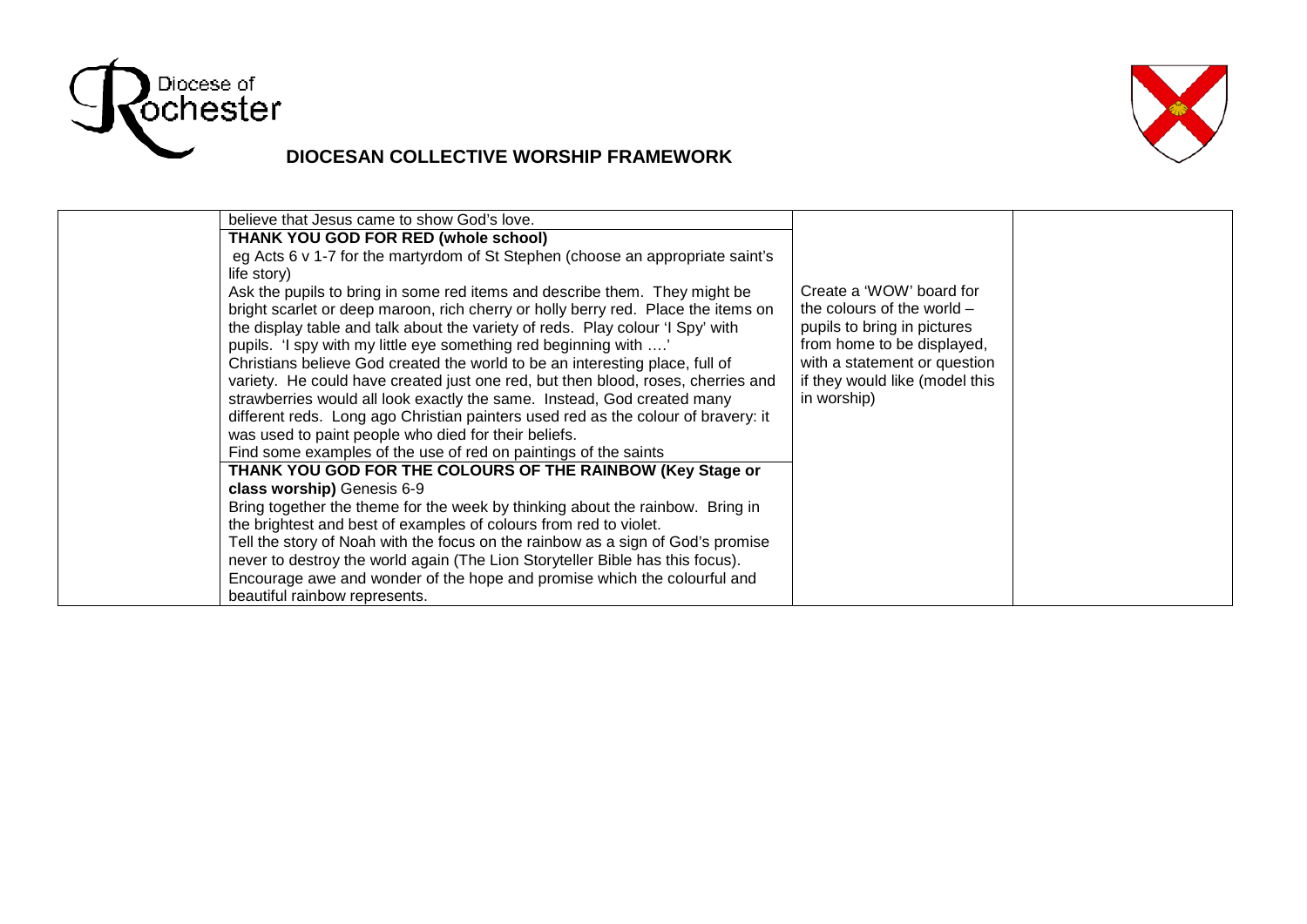| | | | |
|---|---|---|---|
| | believe that Jesus came to show God's love.<br>**THANK YOU GOD FOR RED (whole school)**<br>eg Acts 6 v 1-7 for the martyrdom of St Stephen (choose an appropriate saint's life story)<br>Ask the pupils to bring in some red items and describe them. They might be bright scarlet or deep maroon, rich cherry or holly berry red. Place the items on the display table and talk about the variety of reds. Play colour 'I Spy' with pupils. 'I spy with my little eye something red beginning with ….'<br>Christians believe God created the world to be an interesting place, full of variety. He could have created just one red, but then blood, roses, cherries and strawberries would all look exactly the same. Instead, God created many different reds. Long ago Christian painters used red as the colour of bravery: it was used to paint people who died for their beliefs.<br>Find some examples of the use of red on paintings of the saints | Create a 'WOW' board for the colours of the world – pupils to bring in pictures from home to be displayed, with a statement or question if they would like (model this in worship) | |
| | **THANK YOU GOD FOR THE COLOURS OF THE RAINBOW (Key Stage or class worship)** Genesis 6-9<br>Bring together the theme for the week by thinking about the rainbow. Bring in the brightest and best of examples of colours from red to violet.<br>Tell the story of Noah with the focus on the rainbow as a sign of God's promise never to destroy the world again (The Lion Storyteller Bible has this focus).<br>Encourage awe and wonder of the hope and promise which the colourful and beautiful rainbow represents. | | |